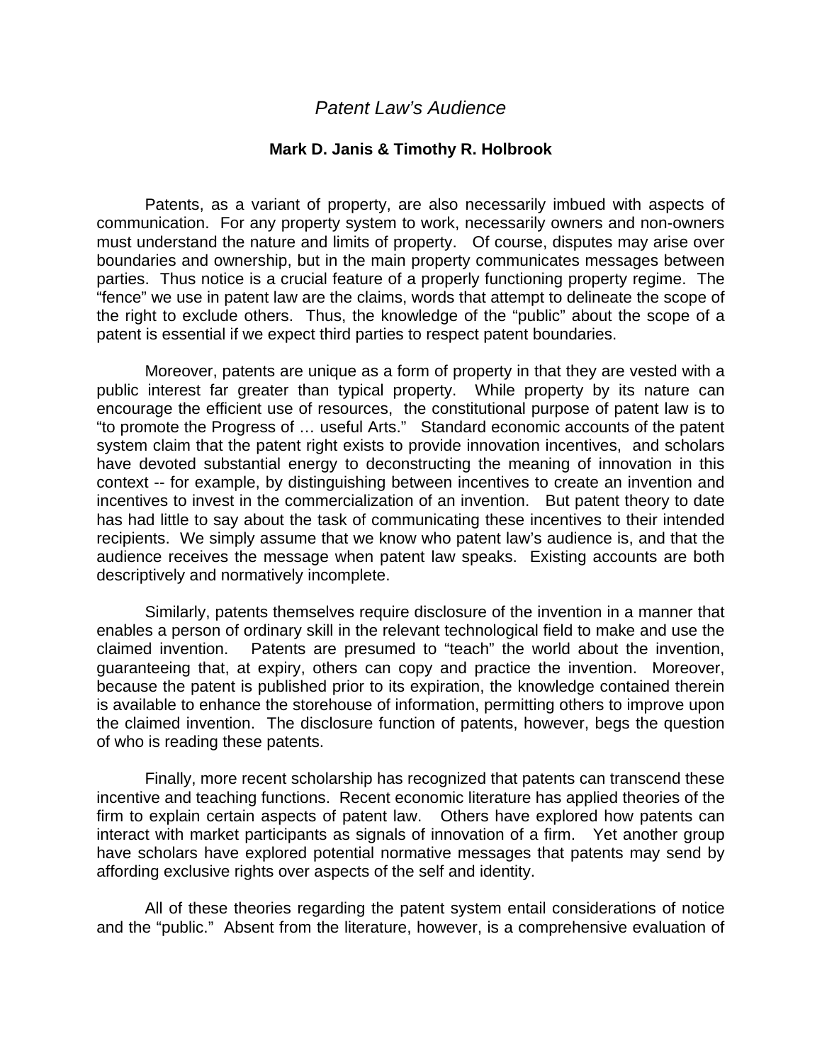# *Patent Law's Audience*

**Mark D. Janis & Timothy R. Holbrook**

Patents, as a variant of property, are also necessarily imbued with aspects of communication. For any property system to work, necessarily owners and non-owners must understand the nature and limits of property. Of course, disputes may arise over boundaries and ownership, but in the main property communicates messages between parties. Thus notice is a crucial feature of a properly functioning property regime. The "fence" we use in patent law are the claims, words that attempt to delineate the scope of the right to exclude others. Thus, the knowledge of the "public" about the scope of a patent is essential if we expect third parties to respect patent boundaries.

Moreover, patents are unique as a form of property in that they are vested with a public interest far greater than typical property. While property by its nature can encourage the efficient use of resources, the constitutional purpose of patent law is to "to promote the Progress of … useful Arts." Standard economic accounts of the patent system claim that the patent right exists to provide innovation incentives, and scholars have devoted substantial energy to deconstructing the meaning of innovation in this context -- for example, by distinguishing between incentives to create an invention and incentives to invest in the commercialization of an invention. But patent theory to date has had little to say about the task of communicating these incentives to their intended recipients. We simply assume that we know who patent law's audience is, and that the audience receives the message when patent law speaks. Existing accounts are both descriptively and normatively incomplete.

Similarly, patents themselves require disclosure of the invention in a manner that enables a person of ordinary skill in the relevant technological field to make and use the claimed invention. Patents are presumed to "teach" the world about the invention, guaranteeing that, at expiry, others can copy and practice the invention. Moreover, because the patent is published prior to its expiration, the knowledge contained therein is available to enhance the storehouse of information, permitting others to improve upon the claimed invention. The disclosure function of patents, however, begs the question of who is reading these patents.

Finally, more recent scholarship has recognized that patents can transcend these incentive and teaching functions. Recent economic literature has applied theories of the firm to explain certain aspects of patent law. Others have explored how patents can interact with market participants as signals of innovation of a firm. Yet another group have scholars have explored potential normative messages that patents may send by affording exclusive rights over aspects of the self and identity.

All of these theories regarding the patent system entail considerations of notice and the "public." Absent from the literature, however, is a comprehensive evaluation of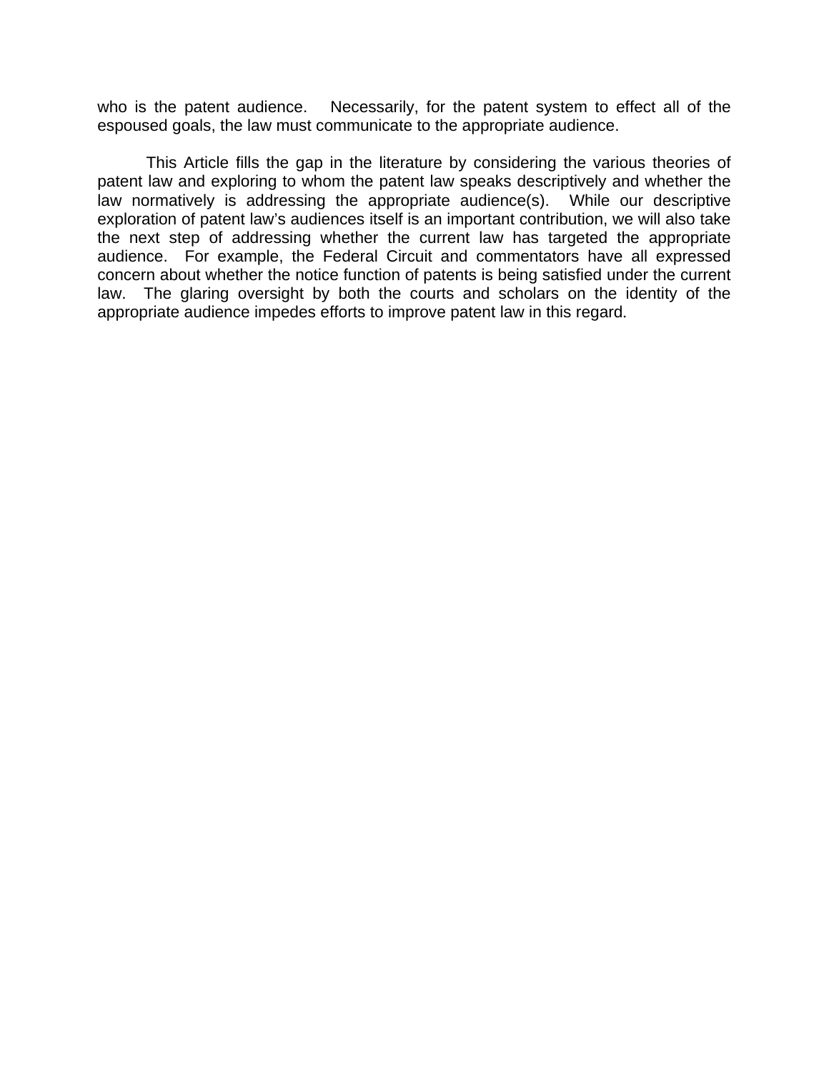who is the patent audience. Necessarily, for the patent system to effect all of the espoused goals, the law must communicate to the appropriate audience.

This Article fills the gap in the literature by considering the various theories of patent law and exploring to whom the patent law speaks descriptively and whether the law normatively is addressing the appropriate audience(s). While our descriptive exploration of patent law's audiences itself is an important contribution, we will also take the next step of addressing whether the current law has targeted the appropriate audience. For example, the Federal Circuit and commentators have all expressed concern about whether the notice function of patents is being satisfied under the current law. The glaring oversight by both the courts and scholars on the identity of the appropriate audience impedes efforts to improve patent law in this regard.